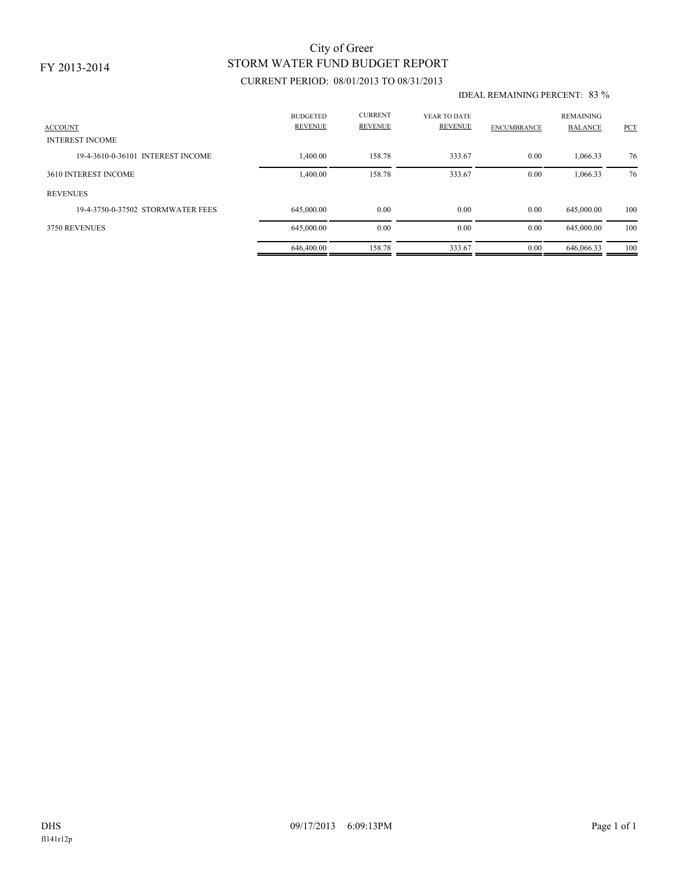FY 2013-2014

# City of Greer
## STORM WATER FUND BUDGET REPORT

CURRENT PERIOD: 08/01/2013 TO 08/31/2013

IDEAL REMAINING PERCENT: 83 %

| ACCOUNT | BUDGETED REVENUE | CURRENT REVENUE | YEAR TO DATE REVENUE | ENCUMBRANCE | REMAINING BALANCE | PCT |
|---|---|---|---|---|---|---|
| INTEREST INCOME | | | | | | |
| 19-4-3610-0-36101 INTEREST INCOME | 1,400.00 | 158.78 | 333.67 | 0.00 | 1,066.33 | 76 |
| 3610 INTEREST INCOME | 1,400.00 | 158.78 | 333.67 | 0.00 | 1,066.33 | 76 |
| REVENUES | | | | | | |
| 19-4-3750-0-37502 STORMWATER FEES | 645,000.00 | 0.00 | 0.00 | 0.00 | 645,000.00 | 100 |
| 3750 REVENUES | 645,000.00 | 0.00 | 0.00 | 0.00 | 645,000.00 | 100 |
| | 646,400.00 | 158.78 | 333.67 | 0.00 | 646,066.33 | 100 |

DHS 09/17/2013 6:09:13PM

fl141r12p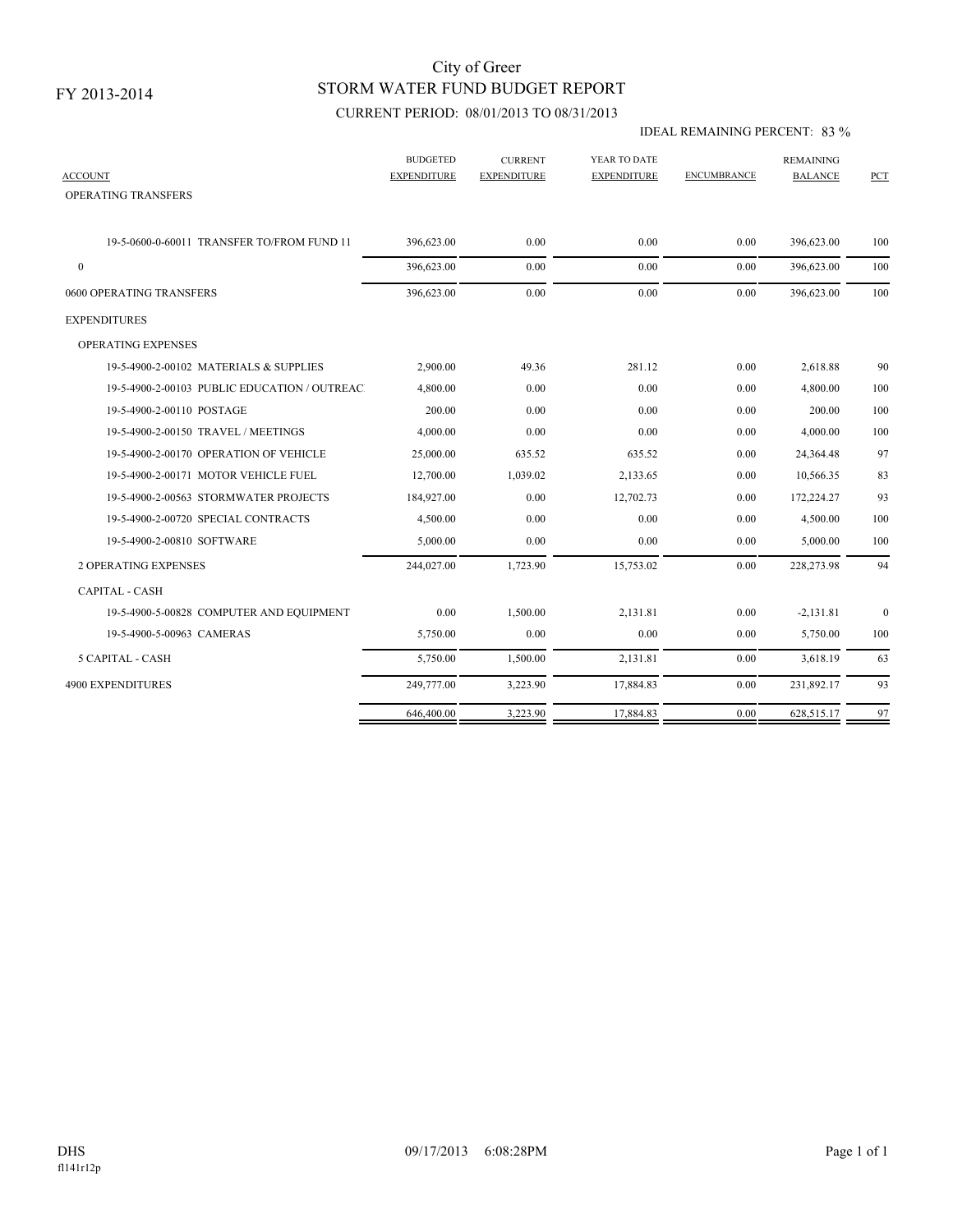# City of Greer
## STORM WATER FUND BUDGET REPORT

FY 2013-2014

CURRENT PERIOD: 08/01/2013 TO 08/31/2013

IDEAL REMAINING PERCENT: 83 %

| ACCOUNT | BUDGETED EXPENDITURE | CURRENT EXPENDITURE | YEAR TO DATE EXPENDITURE | ENCUMBRANCE | REMAINING BALANCE | PCT |
|---|---|---|---|---|---|---|
| OPERATING TRANSFERS | | | | | | |
| 19-5-0600-0-60011 TRANSFER TO/FROM FUND 11 | 396,623.00 | 0.00 | 0.00 | 0.00 | 396,623.00 | 100 |
| 0 | 396,623.00 | 0.00 | 0.00 | 0.00 | 396,623.00 | 100 |
| 0600 OPERATING TRANSFERS | 396,623.00 | 0.00 | 0.00 | 0.00 | 396,623.00 | 100 |
| EXPENDITURES | | | | | | |
| OPERATING EXPENSES | | | | | | |
| 19-5-4900-2-00102 MATERIALS & SUPPLIES | 2,900.00 | 49.36 | 281.12 | 0.00 | 2,618.88 | 90 |
| 19-5-4900-2-00103 PUBLIC EDUCATION / OUTREAC | 4,800.00 | 0.00 | 0.00 | 0.00 | 4,800.00 | 100 |
| 19-5-4900-2-00110 POSTAGE | 200.00 | 0.00 | 0.00 | 0.00 | 200.00 | 100 |
| 19-5-4900-2-00150 TRAVEL / MEETINGS | 4,000.00 | 0.00 | 0.00 | 0.00 | 4,000.00 | 100 |
| 19-5-4900-2-00170 OPERATION OF VEHICLE | 25,000.00 | 635.52 | 635.52 | 0.00 | 24,364.48 | 97 |
| 19-5-4900-2-00171 MOTOR VEHICLE FUEL | 12,700.00 | 1,039.02 | 2,133.65 | 0.00 | 10,566.35 | 83 |
| 19-5-4900-2-00563 STORMWATER PROJECTS | 184,927.00 | 0.00 | 12,702.73 | 0.00 | 172,224.27 | 93 |
| 19-5-4900-2-00720 SPECIAL CONTRACTS | 4,500.00 | 0.00 | 0.00 | 0.00 | 4,500.00 | 100 |
| 19-5-4900-2-00810 SOFTWARE | 5,000.00 | 0.00 | 0.00 | 0.00 | 5,000.00 | 100 |
| 2 OPERATING EXPENSES | 244,027.00 | 1,723.90 | 15,753.02 | 0.00 | 228,273.98 | 94 |
| CAPITAL - CASH | | | | | | |
| 19-5-4900-5-00828 COMPUTER AND EQUIPMENT | 0.00 | 1,500.00 | 2,131.81 | 0.00 | -2,131.81 | 0 |
| 19-5-4900-5-00963 CAMERAS | 5,750.00 | 0.00 | 0.00 | 0.00 | 5,750.00 | 100 |
| 5 CAPITAL - CASH | 5,750.00 | 1,500.00 | 2,131.81 | 0.00 | 3,618.19 | 63 |
| 4900 EXPENDITURES | 249,777.00 | 3,223.90 | 17,884.83 | 0.00 | 231,892.17 | 93 |
| | 646,400.00 | 3,223.90 | 17,884.83 | 0.00 | 628,515.17 | 97 |

DHS
fl141r12p

09/17/2013 6:08:28PM